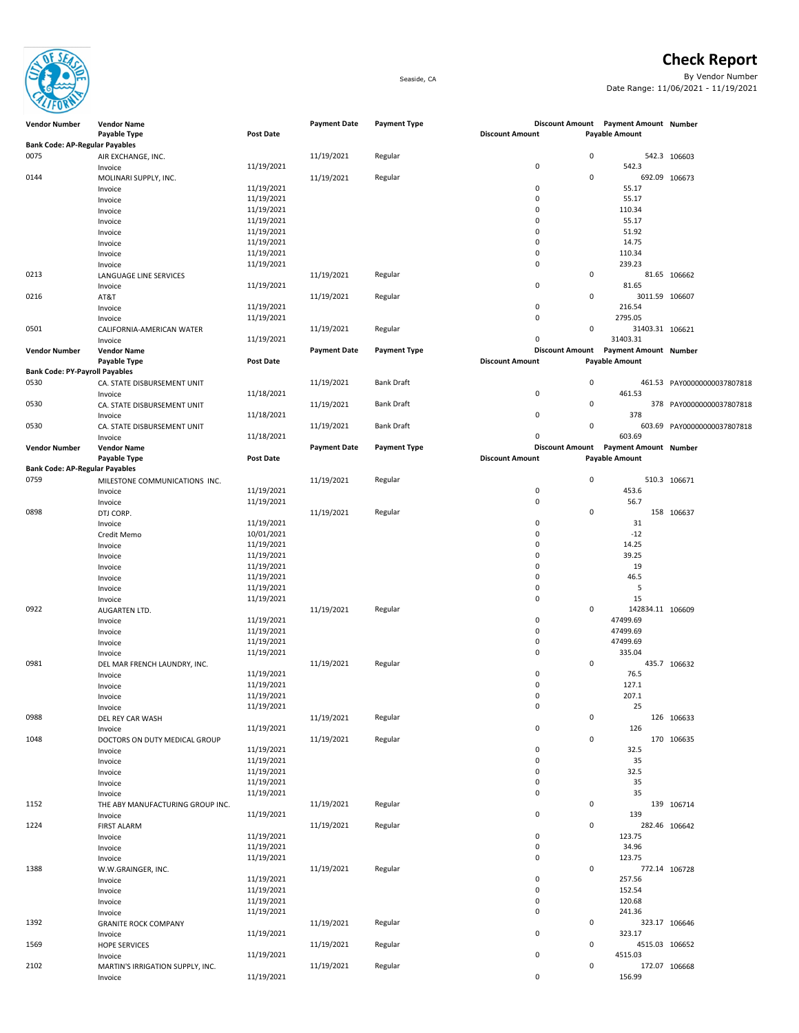# Check Report

Seaside, CA

By Vendor Number
Date Range: 11/06/2021 - 11/19/2021

| Vendor Number | Vendor Name / Payable Type | Post Date | Payment Date | Payment Type | Discount Amount | Payment Amount / Payable Amount | Number |
|---|---|---|---|---|---|---|---|
| **Bank Code: AP-Regular Payables** | | | | | | | |
| 0075 | AIR EXCHANGE, INC. | | 11/19/2021 | Regular | 0 | 542.3 | 106603 |
| | Invoice | 11/19/2021 | | | 0 | 542.3 | |
| 0144 | MOLINARI SUPPLY, INC. | | 11/19/2021 | Regular | 0 | 692.09 | 106673 |
| | Invoice | 11/19/2021 | | | 0 | 55.17 | |
| | Invoice | 11/19/2021 | | | 0 | 55.17 | |
| | Invoice | 11/19/2021 | | | 0 | 110.34 | |
| | Invoice | 11/19/2021 | | | 0 | 55.17 | |
| | Invoice | 11/19/2021 | | | 0 | 51.92 | |
| | Invoice | 11/19/2021 | | | 0 | 14.75 | |
| | Invoice | 11/19/2021 | | | 0 | 110.34 | |
| | Invoice | 11/19/2021 | | | 0 | 239.23 | |
| 0213 | LANGUAGE LINE SERVICES | | 11/19/2021 | Regular | 0 | 81.65 | 106662 |
| | Invoice | 11/19/2021 | | | 0 | 81.65 | |
| 0216 | AT&T | | 11/19/2021 | Regular | 0 | 3011.59 | 106607 |
| | Invoice | 11/19/2021 | | | 0 | 216.54 | |
| | Invoice | 11/19/2021 | | | 0 | 2795.05 | |
| 0501 | CALIFORNIA-AMERICAN WATER | | 11/19/2021 | Regular | 0 | 31403.31 | 106621 |
| | Invoice | 11/19/2021 | | | 0 | 31403.31 | |
| **Bank Code: PY-Payroll Payables** | | | | | | | |
| 0530 | CA. STATE DISBURSEMENT UNIT | | 11/19/2021 | Bank Draft | 0 | 461.53 | PAY00000000037807818 |
| | Invoice | 11/18/2021 | | | 0 | 461.53 | |
| 0530 | CA. STATE DISBURSEMENT UNIT | | 11/19/2021 | Bank Draft | 0 | 378 | PAY00000000037807818 |
| | Invoice | 11/18/2021 | | | 0 | 378 | |
| 0530 | CA. STATE DISBURSEMENT UNIT | | 11/19/2021 | Bank Draft | 0 | 603.69 | PAY00000000037807818 |
| | Invoice | 11/18/2021 | | | 0 | 603.69 | |
| **Bank Code: AP-Regular Payables** | | | | | | | |
| 0759 | MILESTONE COMMUNICATIONS INC. | | 11/19/2021 | Regular | 0 | 510.3 | 106671 |
| | Invoice | 11/19/2021 | | | 0 | 453.6 | |
| | Invoice | 11/19/2021 | | | 0 | 56.7 | |
| 0898 | DTJ CORP. | | 11/19/2021 | Regular | 0 | 158 | 106637 |
| | Invoice | 11/19/2021 | | | 0 | 31 | |
| | Credit Memo | 10/01/2021 | | | 0 | -12 | |
| | Invoice | 11/19/2021 | | | 0 | 14.25 | |
| | Invoice | 11/19/2021 | | | 0 | 39.25 | |
| | Invoice | 11/19/2021 | | | 0 | 19 | |
| | Invoice | 11/19/2021 | | | 0 | 46.5 | |
| | Invoice | 11/19/2021 | | | 0 | 5 | |
| | Invoice | 11/19/2021 | | | 0 | 15 | |
| 0922 | AUGARTEN LTD. | | 11/19/2021 | Regular | 0 | 142834.11 | 106609 |
| | Invoice | 11/19/2021 | | | 0 | 47499.69 | |
| | Invoice | 11/19/2021 | | | 0 | 47499.69 | |
| | Invoice | 11/19/2021 | | | 0 | 47499.69 | |
| | Invoice | 11/19/2021 | | | 0 | 335.04 | |
| 0981 | DEL MAR FRENCH LAUNDRY, INC. | | 11/19/2021 | Regular | 0 | 435.7 | 106632 |
| | Invoice | 11/19/2021 | | | 0 | 76.5 | |
| | Invoice | 11/19/2021 | | | 0 | 127.1 | |
| | Invoice | 11/19/2021 | | | 0 | 207.1 | |
| | Invoice | 11/19/2021 | | | 0 | 25 | |
| 0988 | DEL REY CAR WASH | | 11/19/2021 | Regular | 0 | 126 | 106633 |
| | Invoice | 11/19/2021 | | | 0 | 126 | |
| 1048 | DOCTORS ON DUTY MEDICAL GROUP | | 11/19/2021 | Regular | 0 | 170 | 106635 |
| | Invoice | 11/19/2021 | | | 0 | 32.5 | |
| | Invoice | 11/19/2021 | | | 0 | 35 | |
| | Invoice | 11/19/2021 | | | 0 | 32.5 | |
| | Invoice | 11/19/2021 | | | 0 | 35 | |
| | Invoice | 11/19/2021 | | | 0 | 35 | |
| 1152 | THE ABY MANUFACTURING GROUP INC. | | 11/19/2021 | Regular | 0 | 139 | 106714 |
| | Invoice | 11/19/2021 | | | 0 | 139 | |
| 1224 | FIRST ALARM | | 11/19/2021 | Regular | 0 | 282.46 | 106642 |
| | Invoice | 11/19/2021 | | | 0 | 123.75 | |
| | Invoice | 11/19/2021 | | | 0 | 34.96 | |
| | Invoice | 11/19/2021 | | | 0 | 123.75 | |
| 1388 | W.W.GRAINGER, INC. | | 11/19/2021 | Regular | 0 | 772.14 | 106728 |
| | Invoice | 11/19/2021 | | | 0 | 257.56 | |
| | Invoice | 11/19/2021 | | | 0 | 152.54 | |
| | Invoice | 11/19/2021 | | | 0 | 120.68 | |
| | Invoice | 11/19/2021 | | | 0 | 241.36 | |
| 1392 | GRANITE ROCK COMPANY | | 11/19/2021 | Regular | 0 | 323.17 | 106646 |
| | Invoice | 11/19/2021 | | | 0 | 323.17 | |
| 1569 | HOPE SERVICES | | 11/19/2021 | Regular | 0 | 4515.03 | 106652 |
| | Invoice | 11/19/2021 | | | 0 | 4515.03 | |
| 2102 | MARTIN'S IRRIGATION SUPPLY, INC. | | 11/19/2021 | Regular | 0 | 172.07 | 106668 |
| | Invoice | 11/19/2021 | | | 0 | 156.99 | |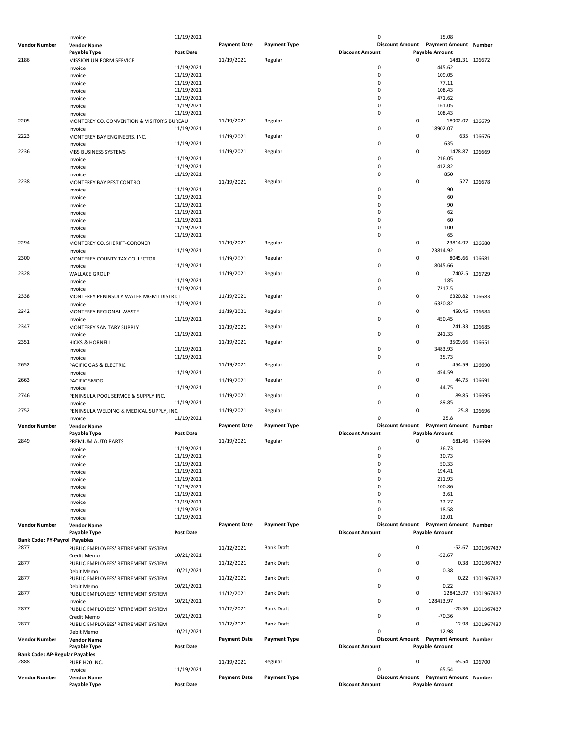| Vendor Number | Vendor Name / Payable Type | Post Date | Payment Date | Payment Type | Discount Amount | Discount Amount | Payment Amount / Payable Amount | Number |
|---|---|---|---|---|---|---|---|---|
| | Invoice | 11/19/2021 | | | 0 | | 15.08 | |
| 2186 | MISSION UNIFORM SERVICE | | 11/19/2021 | Regular | | 0 | 1481.31 | 106672 |
| | Invoice | 11/19/2021 | | | 0 | | 445.62 | |
| | Invoice | 11/19/2021 | | | 0 | | 109.05 | |
| | Invoice | 11/19/2021 | | | 0 | | 77.11 | |
| | Invoice | 11/19/2021 | | | 0 | | 108.43 | |
| | Invoice | 11/19/2021 | | | 0 | | 471.62 | |
| | Invoice | 11/19/2021 | | | 0 | | 161.05 | |
| | Invoice | 11/19/2021 | | | 0 | | 108.43 | |
| 2205 | MONTEREY CO. CONVENTION & VISITOR'S BUREAU | | 11/19/2021 | Regular | | 0 | 18902.07 | 106679 |
| | Invoice | 11/19/2021 | | | 0 | | 18902.07 | |
| 2223 | MONTEREY BAY ENGINEERS, INC. | | 11/19/2021 | Regular | | 0 | 635 | 106676 |
| | Invoice | 11/19/2021 | | | 0 | | 635 | |
| 2236 | MBS BUSINESS SYSTEMS | | 11/19/2021 | Regular | | 0 | 1478.87 | 106669 |
| | Invoice | 11/19/2021 | | | 0 | | 216.05 | |
| | Invoice | 11/19/2021 | | | 0 | | 412.82 | |
| | Invoice | 11/19/2021 | | | 0 | | 850 | |
| 2238 | MONTEREY BAY PEST CONTROL | | 11/19/2021 | Regular | | 0 | 527 | 106678 |
| | Invoice | 11/19/2021 | | | 0 | | 90 | |
| | Invoice | 11/19/2021 | | | 0 | | 60 | |
| | Invoice | 11/19/2021 | | | 0 | | 90 | |
| | Invoice | 11/19/2021 | | | 0 | | 62 | |
| | Invoice | 11/19/2021 | | | 0 | | 60 | |
| | Invoice | 11/19/2021 | | | 0 | | 100 | |
| | Invoice | 11/19/2021 | | | 0 | | 65 | |
| 2294 | MONTEREY CO. SHERIFF-CORONER | | 11/19/2021 | Regular | | 0 | 23814.92 | 106680 |
| | Invoice | 11/19/2021 | | | 0 | | 23814.92 | |
| 2300 | MONTEREY COUNTY TAX COLLECTOR | | 11/19/2021 | Regular | | 0 | 8045.66 | 106681 |
| | Invoice | 11/19/2021 | | | 0 | | 8045.66 | |
| 2328 | WALLACE GROUP | | 11/19/2021 | Regular | | 0 | 7402.5 | 106729 |
| | Invoice | 11/19/2021 | | | 0 | | 185 | |
| | Invoice | 11/19/2021 | | | 0 | | 7217.5 | |
| 2338 | MONTEREY PENINSULA WATER MGMT DISTRICT | | 11/19/2021 | Regular | | 0 | 6320.82 | 106683 |
| | Invoice | 11/19/2021 | | | 0 | | 6320.82 | |
| 2342 | MONTEREY REGIONAL WASTE | | 11/19/2021 | Regular | | 0 | 450.45 | 106684 |
| | Invoice | 11/19/2021 | | | 0 | | 450.45 | |
| 2347 | MONTEREY SANITARY SUPPLY | | 11/19/2021 | Regular | | 0 | 241.33 | 106685 |
| | Invoice | 11/19/2021 | | | 0 | | 241.33 | |
| 2351 | HICKS & HORNELL | | 11/19/2021 | Regular | | 0 | 3509.66 | 106651 |
| | Invoice | 11/19/2021 | | | 0 | | 3483.93 | |
| | Invoice | 11/19/2021 | | | 0 | | 25.73 | |
| 2652 | PACIFIC GAS & ELECTRIC | | 11/19/2021 | Regular | | 0 | 454.59 | 106690 |
| | Invoice | 11/19/2021 | | | 0 | | 454.59 | |
| 2663 | PACIFIC SMOG | | 11/19/2021 | Regular | | 0 | 44.75 | 106691 |
| | Invoice | 11/19/2021 | | | 0 | | 44.75 | |
| 2746 | PENINSULA POOL SERVICE & SUPPLY INC. | | 11/19/2021 | Regular | | 0 | 89.85 | 106695 |
| | Invoice | 11/19/2021 | | | 0 | | 89.85 | |
| 2752 | PENINSULA WELDING & MEDICAL SUPPLY, INC. | | 11/19/2021 | Regular | | 0 | 25.8 | 106696 |
| | Invoice | 11/19/2021 | | | 0 | | 25.8 | |

| Vendor Number | Vendor Name / Payable Type | Post Date | Payment Date | Payment Type | Discount Amount | Discount Amount | Payment Amount / Payable Amount | Number |
|---|---|---|---|---|---|---|---|---|
| 2849 | PREMIUM AUTO PARTS | | 11/19/2021 | Regular | | 0 | 681.46 | 106699 |
| | Invoice | 11/19/2021 | | | 0 | | 36.73 | |
| | Invoice | 11/19/2021 | | | 0 | | 30.73 | |
| | Invoice | 11/19/2021 | | | 0 | | 50.33 | |
| | Invoice | 11/19/2021 | | | 0 | | 194.41 | |
| | Invoice | 11/19/2021 | | | 0 | | 211.93 | |
| | Invoice | 11/19/2021 | | | 0 | | 100.86 | |
| | Invoice | 11/19/2021 | | | 0 | | 3.61 | |
| | Invoice | 11/19/2021 | | | 0 | | 22.27 | |
| | Invoice | 11/19/2021 | | | 0 | | 18.58 | |
| | Invoice | 11/19/2021 | | | 0 | | 12.01 | |

| Vendor Number | Vendor Name / Payable Type | Post Date | Payment Date | Payment Type | Discount Amount | Discount Amount | Payment Amount / Payable Amount | Number |
|---|---|---|---|---|---|---|---|---|
| **Bank Code: PY-Payroll Payables** | | | | | | | | |
| 2877 | PUBLIC EMPLOYEES' RETIREMENT SYSTEM | | 11/12/2021 | Bank Draft | | 0 | -52.67 | 1001967437 |
| | Credit Memo | 10/21/2021 | | | 0 | | -52.67 | |
| 2877 | PUBLIC EMPLOYEES' RETIREMENT SYSTEM | | 11/12/2021 | Bank Draft | | 0 | 0.38 | 1001967437 |
| | Debit Memo | 10/21/2021 | | | 0 | | 0.38 | |
| 2877 | PUBLIC EMPLOYEES' RETIREMENT SYSTEM | | 11/12/2021 | Bank Draft | | 0 | 0.22 | 1001967437 |
| | Debit Memo | 10/21/2021 | | | 0 | | 0.22 | |
| 2877 | PUBLIC EMPLOYEES' RETIREMENT SYSTEM | | 11/12/2021 | Bank Draft | | 0 | 128413.97 | 1001967437 |
| | Invoice | 10/21/2021 | | | 0 | | 128413.97 | |
| 2877 | PUBLIC EMPLOYEES' RETIREMENT SYSTEM | | 11/12/2021 | Bank Draft | | 0 | -70.36 | 1001967437 |
| | Credit Memo | 10/21/2021 | | | 0 | | -70.36 | |
| 2877 | PUBLIC EMPLOYEES' RETIREMENT SYSTEM | | 11/12/2021 | Bank Draft | | 0 | 12.98 | 1001967437 |
| | Debit Memo | 10/21/2021 | | | 0 | | 12.98 | |

| Vendor Number | Vendor Name / Payable Type | Post Date | Payment Date | Payment Type | Discount Amount | Discount Amount | Payment Amount / Payable Amount | Number |
|---|---|---|---|---|---|---|---|---|
| **Bank Code: AP-Regular Payables** | | | | | | | | |
| 2888 | PURE H20 INC. | | 11/19/2021 | Regular | | 0 | 65.54 | 106700 |
| | Invoice | 11/19/2021 | | | 0 | | 65.54 | |

| Vendor Number | Vendor Name / Payable Type | Post Date | Payment Date | Payment Type | Discount Amount | Discount Amount | Payment Amount / Payable Amount | Number |
|---|---|---|---|---|---|---|---|---|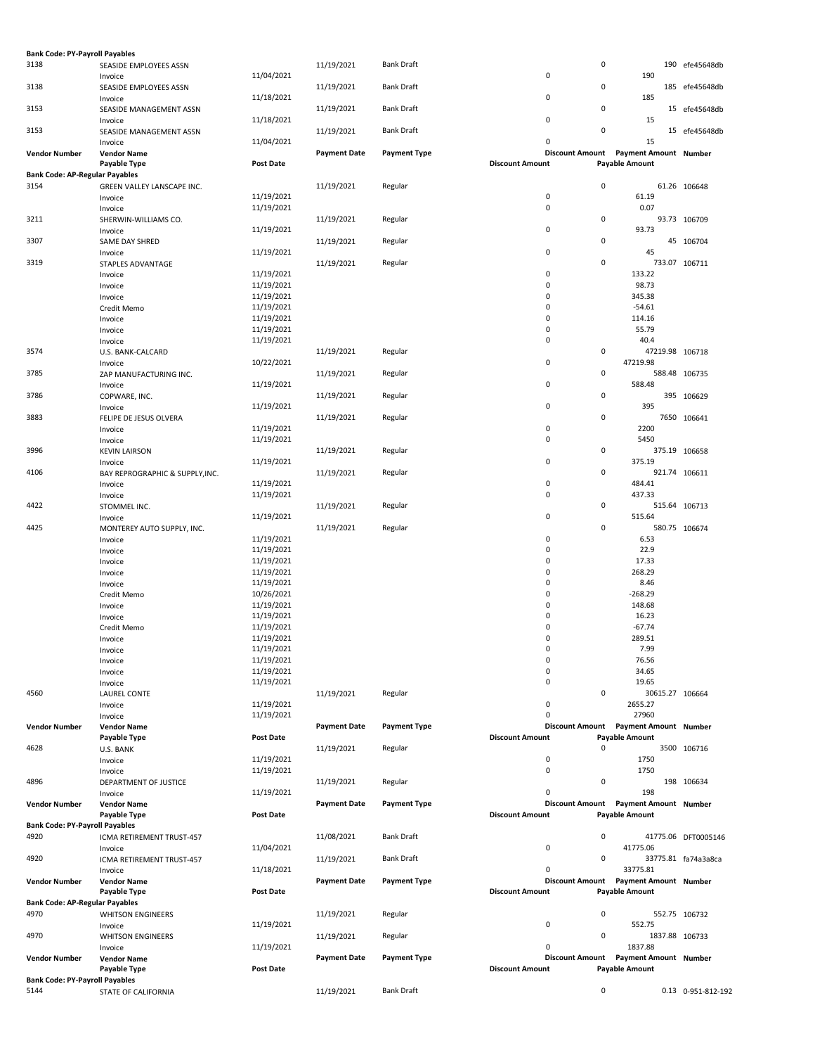**Bank Code: PY-Payroll Payables**

| Vendor Number | Vendor Name / Payable Type | Post Date | Payment Date | Payment Type | Discount Amount | Discount Amount | Payment Amount / Payable Amount | Number |
|---|---|---|---|---|---|---|---|---|
| 3138 | SEASIDE EMPLOYEES ASSN | | 11/19/2021 | Bank Draft | | 0 | 190 | efe45648db |
| | Invoice | 11/04/2021 | | | 0 | | 190 | |
| 3138 | SEASIDE EMPLOYEES ASSN | | 11/19/2021 | Bank Draft | | 0 | 185 | efe45648db |
| | Invoice | 11/18/2021 | | | 0 | | 185 | |
| 3153 | SEASIDE MANAGEMENT ASSN | | 11/19/2021 | Bank Draft | | 0 | 15 | efe45648db |
| | Invoice | 11/18/2021 | | | 0 | | 15 | |
| 3153 | SEASIDE MANAGEMENT ASSN | | 11/19/2021 | Bank Draft | | 0 | 15 | efe45648db |
| | Invoice | 11/04/2021 | | | 0 | | 15 | |

**Bank Code: AP-Regular Payables**

| Vendor Number | Vendor Name / Payable Type | Post Date | Payment Date | Payment Type | Discount Amount | Discount Amount | Payment Amount / Payable Amount | Number |
|---|---|---|---|---|---|---|---|---|
| 3154 | GREEN VALLEY LANSCAPE INC. | | 11/19/2021 | Regular | | 0 | 61.26 | 106648 |
| | Invoice | 11/19/2021 | | | 0 | | 61.19 | |
| | Invoice | 11/19/2021 | | | 0 | | 0.07 | |
| 3211 | SHERWIN-WILLIAMS CO. | | 11/19/2021 | Regular | | 0 | 93.73 | 106709 |
| | Invoice | 11/19/2021 | | | 0 | | 93.73 | |
| 3307 | SAME DAY SHRED | | 11/19/2021 | Regular | | 0 | 45 | 106704 |
| | Invoice | 11/19/2021 | | | 0 | | 45 | |
| 3319 | STAPLES ADVANTAGE | | 11/19/2021 | Regular | | 0 | 733.07 | 106711 |
| | Invoice | 11/19/2021 | | | 0 | | 133.22 | |
| | Invoice | 11/19/2021 | | | 0 | | 98.73 | |
| | Invoice | 11/19/2021 | | | 0 | | 345.38 | |
| | Credit Memo | 11/19/2021 | | | 0 | | -54.61 | |
| | Invoice | 11/19/2021 | | | 0 | | 114.16 | |
| | Invoice | 11/19/2021 | | | 0 | | 55.79 | |
| | Invoice | 11/19/2021 | | | 0 | | 40.4 | |
| 3574 | U.S. BANK-CALCARD | | 11/19/2021 | Regular | | 0 | 47219.98 | 106718 |
| | Invoice | 10/22/2021 | | | 0 | | 47219.98 | |
| 3785 | ZAP MANUFACTURING INC. | | 11/19/2021 | Regular | | 0 | 588.48 | 106735 |
| | Invoice | 11/19/2021 | | | 0 | | 588.48 | |
| 3786 | COPWARE, INC. | | 11/19/2021 | Regular | | 0 | 395 | 106629 |
| | Invoice | 11/19/2021 | | | 0 | | 395 | |
| 3883 | FELIPE DE JESUS OLVERA | | 11/19/2021 | Regular | | 0 | 7650 | 106641 |
| | Invoice | 11/19/2021 | | | 0 | | 2200 | |
| | Invoice | 11/19/2021 | | | 0 | | 5450 | |
| 3996 | KEVIN LAIRSON | | 11/19/2021 | Regular | | 0 | 375.19 | 106658 |
| | Invoice | 11/19/2021 | | | 0 | | 375.19 | |
| 4106 | BAY REPROGRAPHIC & SUPPLY,INC. | | 11/19/2021 | Regular | | 0 | 921.74 | 106611 |
| | Invoice | 11/19/2021 | | | 0 | | 484.41 | |
| | Invoice | 11/19/2021 | | | 0 | | 437.33 | |
| 4422 | STOMMEL INC. | | 11/19/2021 | Regular | | 0 | 515.64 | 106713 |
| | Invoice | 11/19/2021 | | | 0 | | 515.64 | |
| 4425 | MONTEREY AUTO SUPPLY, INC. | | 11/19/2021 | Regular | | 0 | 580.75 | 106674 |
| | Invoice | 11/19/2021 | | | 0 | | 6.53 | |
| | Invoice | 11/19/2021 | | | 0 | | 22.9 | |
| | Invoice | 11/19/2021 | | | 0 | | 17.33 | |
| | Invoice | 11/19/2021 | | | 0 | | 268.29 | |
| | Invoice | 11/19/2021 | | | 0 | | 8.46 | |
| | Credit Memo | 10/26/2021 | | | 0 | | -268.29 | |
| | Invoice | 11/19/2021 | | | 0 | | 148.68 | |
| | Invoice | 11/19/2021 | | | 0 | | 16.23 | |
| | Credit Memo | 11/19/2021 | | | 0 | | -67.74 | |
| | Invoice | 11/19/2021 | | | 0 | | 289.51 | |
| | Invoice | 11/19/2021 | | | 0 | | 7.99 | |
| | Invoice | 11/19/2021 | | | 0 | | 76.56 | |
| | Invoice | 11/19/2021 | | | 0 | | 34.65 | |
| | Invoice | 11/19/2021 | | | 0 | | 19.65 | |
| 4560 | LAUREL CONTE | | 11/19/2021 | Regular | | 0 | 30615.27 | 106664 |
| | Invoice | 11/19/2021 | | | 0 | | 2655.27 | |
| | Invoice | 11/19/2021 | | | 0 | | 27960 | |
| 4628 | U.S. BANK | | 11/19/2021 | Regular | | 0 | 3500 | 106716 |
| | Invoice | 11/19/2021 | | | 0 | | 1750 | |
| | Invoice | 11/19/2021 | | | 0 | | 1750 | |
| 4896 | DEPARTMENT OF JUSTICE | | 11/19/2021 | Regular | | 0 | 198 | 106634 |
| | Invoice | 11/19/2021 | | | 0 | | 198 | |

**Bank Code: PY-Payroll Payables**

| Vendor Number | Vendor Name / Payable Type | Post Date | Payment Date | Payment Type | Discount Amount | Discount Amount | Payment Amount / Payable Amount | Number |
|---|---|---|---|---|---|---|---|---|
| 4920 | ICMA RETIREMENT TRUST-457 | | 11/08/2021 | Bank Draft | | 0 | 41775.06 | DFT0005146 |
| | Invoice | 11/04/2021 | | | 0 | | 41775.06 | |
| 4920 | ICMA RETIREMENT TRUST-457 | | 11/19/2021 | Bank Draft | | 0 | 33775.81 | fa74a3a8ca |
| | Invoice | 11/18/2021 | | | 0 | | 33775.81 | |

**Bank Code: AP-Regular Payables**

| Vendor Number | Vendor Name / Payable Type | Post Date | Payment Date | Payment Type | Discount Amount | Discount Amount | Payment Amount / Payable Amount | Number |
|---|---|---|---|---|---|---|---|---|
| 4970 | WHITSON ENGINEERS | | 11/19/2021 | Regular | | 0 | 552.75 | 106732 |
| | Invoice | 11/19/2021 | | | 0 | | 552.75 | |
| 4970 | WHITSON ENGINEERS | | 11/19/2021 | Regular | | 0 | 1837.88 | 106733 |
| | Invoice | 11/19/2021 | | | 0 | | 1837.88 | |

**Bank Code: PY-Payroll Payables**

| Vendor Number | Vendor Name / Payable Type | Post Date | Payment Date | Payment Type | Discount Amount | Discount Amount | Payment Amount / Payable Amount | Number |
|---|---|---|---|---|---|---|---|---|
| 5144 | STATE OF CALIFORNIA | | 11/19/2021 | Bank Draft | | 0 | 0.13 | 0-951-812-192 |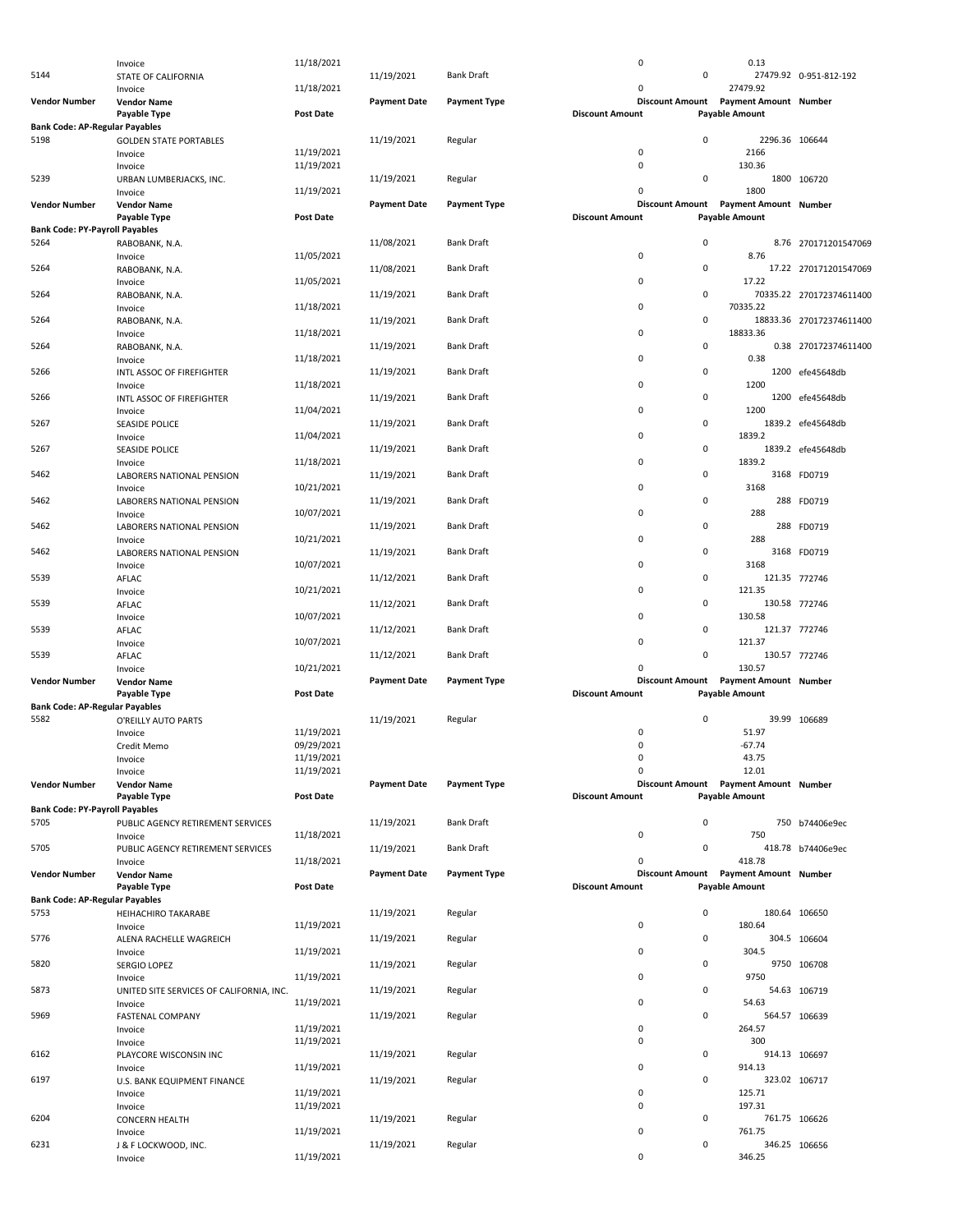| Vendor Number | Vendor Name | | Payment Date | Payment Type | | Discount Amount | Payment Amount | Number |
|---|---|---|---|---|---|---|---|---|
| | Payable Type | Post Date | | | Discount Amount | | Payable Amount | |
| | Invoice | 11/18/2021 | | | 0 | | 0.13 | |
| 5144 | STATE OF CALIFORNIA | | 11/19/2021 | Bank Draft | | 0 | 27479.92 | 0-951-812-192 |
| | Invoice | 11/18/2021 | | | 0 | | 27479.92 | |
| **Bank Code: AP-Regular Payables** | | | | | | | | |
| 5198 | GOLDEN STATE PORTABLES | | 11/19/2021 | Regular | | 0 | 2296.36 | 106644 |
| | Invoice | 11/19/2021 | | | 0 | | 2166 | |
| | Invoice | 11/19/2021 | | | 0 | | 130.36 | |
| 5239 | URBAN LUMBERJACKS, INC. | | 11/19/2021 | Regular | | 0 | 1800 | 106720 |
| | Invoice | 11/19/2021 | | | 0 | | 1800 | |
| **Bank Code: PY-Payroll Payables** | | | | | | | | |
| 5264 | RABOBANK, N.A. | | 11/08/2021 | Bank Draft | | 0 | 8.76 | 270171201547069 |
| | Invoice | 11/05/2021 | | | 0 | | 8.76 | |
| 5264 | RABOBANK, N.A. | | 11/08/2021 | Bank Draft | | 0 | 17.22 | 270171201547069 |
| | Invoice | 11/05/2021 | | | 0 | | 17.22 | |
| 5264 | RABOBANK, N.A. | | 11/19/2021 | Bank Draft | | 0 | 70335.22 | 270172374611400 |
| | Invoice | 11/18/2021 | | | 0 | | 70335.22 | |
| 5264 | RABOBANK, N.A. | | 11/19/2021 | Bank Draft | | 0 | 18833.36 | 270172374611400 |
| | Invoice | 11/18/2021 | | | 0 | | 18833.36 | |
| 5264 | RABOBANK, N.A. | | 11/19/2021 | Bank Draft | | 0 | 0.38 | 270172374611400 |
| | Invoice | 11/18/2021 | | | 0 | | 0.38 | |
| 5266 | INTL ASSOC OF FIREFIGHTER | | 11/19/2021 | Bank Draft | | 0 | 1200 | efe45648db |
| | Invoice | 11/18/2021 | | | 0 | | 1200 | |
| 5266 | INTL ASSOC OF FIREFIGHTER | | 11/19/2021 | Bank Draft | | 0 | 1200 | efe45648db |
| | Invoice | 11/04/2021 | | | 0 | | 1200 | |
| 5267 | SEASIDE POLICE | | 11/19/2021 | Bank Draft | | 0 | 1839.2 | efe45648db |
| | Invoice | 11/04/2021 | | | 0 | | 1839.2 | |
| 5267 | SEASIDE POLICE | | 11/19/2021 | Bank Draft | | 0 | 1839.2 | efe45648db |
| | Invoice | 11/18/2021 | | | 0 | | 1839.2 | |
| 5462 | LABORERS NATIONAL PENSION | | 11/19/2021 | Bank Draft | | 0 | 3168 | FD0719 |
| | Invoice | 10/21/2021 | | | 0 | | 3168 | |
| 5462 | LABORERS NATIONAL PENSION | | 11/19/2021 | Bank Draft | | 0 | 288 | FD0719 |
| | Invoice | 10/07/2021 | | | 0 | | 288 | |
| 5462 | LABORERS NATIONAL PENSION | | 11/19/2021 | Bank Draft | | 0 | 288 | FD0719 |
| | Invoice | 10/21/2021 | | | 0 | | 288 | |
| 5462 | LABORERS NATIONAL PENSION | | 11/19/2021 | Bank Draft | | 0 | 3168 | FD0719 |
| | Invoice | 10/07/2021 | | | 0 | | 3168 | |
| 5539 | AFLAC | | 11/12/2021 | Bank Draft | | 0 | 121.35 | 772746 |
| | Invoice | 10/21/2021 | | | 0 | | 121.35 | |
| 5539 | AFLAC | | 11/12/2021 | Bank Draft | | 0 | 130.58 | 772746 |
| | Invoice | 10/07/2021 | | | 0 | | 130.58 | |
| 5539 | AFLAC | | 11/12/2021 | Bank Draft | | 0 | 121.37 | 772746 |
| | Invoice | 10/07/2021 | | | 0 | | 121.37 | |
| 5539 | AFLAC | | 11/12/2021 | Bank Draft | | 0 | 130.57 | 772746 |
| | Invoice | 10/21/2021 | | | 0 | | 130.57 | |
| **Bank Code: AP-Regular Payables** | | | | | | | | |
| 5582 | O'REILLY AUTO PARTS | | 11/19/2021 | Regular | | 0 | 39.99 | 106689 |
| | Invoice | 11/19/2021 | | | 0 | | 51.97 | |
| | Credit Memo | 09/29/2021 | | | 0 | | -67.74 | |
| | Invoice | 11/19/2021 | | | 0 | | 43.75 | |
| | Invoice | 11/19/2021 | | | 0 | | 12.01 | |
| **Bank Code: PY-Payroll Payables** | | | | | | | | |
| 5705 | PUBLIC AGENCY RETIREMENT SERVICES | | 11/19/2021 | Bank Draft | | 0 | 750 | b74406e9ec |
| | Invoice | 11/18/2021 | | | 0 | | 750 | |
| 5705 | PUBLIC AGENCY RETIREMENT SERVICES | | 11/19/2021 | Bank Draft | | 0 | 418.78 | b74406e9ec |
| | Invoice | 11/18/2021 | | | 0 | | 418.78 | |
| **Bank Code: AP-Regular Payables** | | | | | | | | |
| 5753 | HEIHACHIRO TAKARABE | | 11/19/2021 | Regular | | 0 | 180.64 | 106650 |
| | Invoice | 11/19/2021 | | | 0 | | 180.64 | |
| 5776 | ALENA RACHELLE WAGREICH | | 11/19/2021 | Regular | | 0 | 304.5 | 106604 |
| | Invoice | 11/19/2021 | | | 0 | | 304.5 | |
| 5820 | SERGIO LOPEZ | | 11/19/2021 | Regular | | 0 | 9750 | 106708 |
| | Invoice | 11/19/2021 | | | 0 | | 9750 | |
| 5873 | UNITED SITE SERVICES OF CALIFORNIA, INC. | | 11/19/2021 | Regular | | 0 | 54.63 | 106719 |
| | Invoice | 11/19/2021 | | | 0 | | 54.63 | |
| 5969 | FASTENAL COMPANY | | 11/19/2021 | Regular | | 0 | 564.57 | 106639 |
| | Invoice | 11/19/2021 | | | 0 | | 264.57 | |
| | Invoice | 11/19/2021 | | | 0 | | 300 | |
| 6162 | PLAYCORE WISCONSIN INC | | 11/19/2021 | Regular | | 0 | 914.13 | 106697 |
| | Invoice | 11/19/2021 | | | 0 | | 914.13 | |
| 6197 | U.S. BANK EQUIPMENT FINANCE | | 11/19/2021 | Regular | | 0 | 323.02 | 106717 |
| | Invoice | 11/19/2021 | | | 0 | | 125.71 | |
| | Invoice | 11/19/2021 | | | 0 | | 197.31 | |
| 6204 | CONCERN HEALTH | | 11/19/2021 | Regular | | 0 | 761.75 | 106626 |
| | Invoice | 11/19/2021 | | | 0 | | 761.75 | |
| 6231 | J & F LOCKWOOD, INC. | | 11/19/2021 | Regular | | 0 | 346.25 | 106656 |
| | Invoice | 11/19/2021 | | | 0 | | 346.25 | |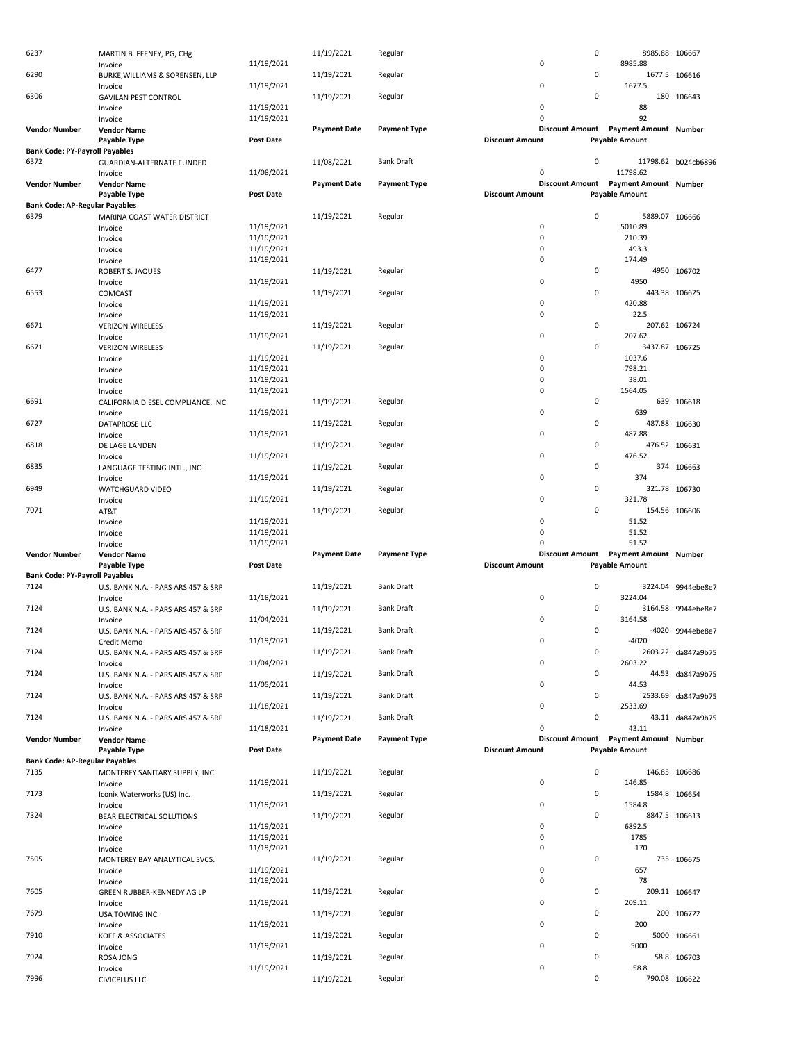| Vendor Number | Vendor Name | Post Date | Payment Date | Payment Type | Discount Amount | Discount Amount | Payment Amount | Number |
|---|---|---|---|---|---|---|---|---|
| 6237 | MARTIN B. FEENEY, PG, CHg | | 11/19/2021 | Regular | | 0 | 8985.88 | 106667 |
| | Invoice | 11/19/2021 | | | 0 | | 8985.88 | |
| 6290 | BURKE,WILLIAMS & SORENSEN, LLP | | 11/19/2021 | Regular | | 0 | 1677.5 | 106616 |
| | Invoice | 11/19/2021 | | | 0 | | 1677.5 | |
| 6306 | GAVILAN PEST CONTROL | | 11/19/2021 | Regular | | 0 | 180 | 106643 |
| | Invoice | 11/19/2021 | | | 0 | | 88 | |
| | Invoice | 11/19/2021 | | | 0 | | 92 | |

| Vendor Number | Vendor Name | Payment Date | Payment Type | Discount Amount | Payment Amount | Number |
|---|---|---|---|---|---|---|
| | Payable Type | Post Date | | Discount Amount | Payable Amount | |
| **Bank Code: PY-Payroll Payables** | | | | | | |
| 6372 | GUARDIAN-ALTERNATE FUNDED | 11/08/2021 | Bank Draft | 0 | 11798.62 | b024cb6896 |
| | Invoice | 11/08/2021 | | 0 | 11798.62 | |

| Vendor Number | Vendor Name | Payment Date | Payment Type | Discount Amount | Payment Amount | Number |
|---|---|---|---|---|---|---|
| | Payable Type | Post Date | | Discount Amount | Payable Amount | |
| **Bank Code: AP-Regular Payables** | | | | | | |
| 6379 | MARINA COAST WATER DISTRICT | 11/19/2021 | Regular | 0 | 5889.07 | 106666 |
| | Invoice | 11/19/2021 | | 0 | 5010.89 | |
| | Invoice | 11/19/2021 | | 0 | 210.39 | |
| | Invoice | 11/19/2021 | | 0 | 493.3 | |
| | Invoice | 11/19/2021 | | 0 | 174.49 | |
| 6477 | ROBERT S. JAQUES | 11/19/2021 | Regular | 0 | 4950 | 106702 |
| | Invoice | 11/19/2021 | | 0 | 4950 | |
| 6553 | COMCAST | 11/19/2021 | Regular | 0 | 443.38 | 106625 |
| | Invoice | 11/19/2021 | | 0 | 420.88 | |
| | Invoice | 11/19/2021 | | 0 | 22.5 | |
| 6671 | VERIZON WIRELESS | 11/19/2021 | Regular | 0 | 207.62 | 106724 |
| | Invoice | 11/19/2021 | | 0 | 207.62 | |
| 6671 | VERIZON WIRELESS | 11/19/2021 | Regular | 0 | 3437.87 | 106725 |
| | Invoice | 11/19/2021 | | 0 | 1037.6 | |
| | Invoice | 11/19/2021 | | 0 | 798.21 | |
| | Invoice | 11/19/2021 | | 0 | 38.01 | |
| | Invoice | 11/19/2021 | | 0 | 1564.05 | |
| 6691 | CALIFORNIA DIESEL COMPLIANCE. INC. | 11/19/2021 | Regular | 0 | 639 | 106618 |
| | Invoice | 11/19/2021 | | 0 | 639 | |
| 6727 | DATAPROSE LLC | 11/19/2021 | Regular | 0 | 487.88 | 106630 |
| | Invoice | 11/19/2021 | | 0 | 487.88 | |
| 6818 | DE LAGE LANDEN | 11/19/2021 | Regular | 0 | 476.52 | 106631 |
| | Invoice | 11/19/2021 | | 0 | 476.52 | |
| 6835 | LANGUAGE TESTING INTL., INC | 11/19/2021 | Regular | 0 | 374 | 106663 |
| | Invoice | 11/19/2021 | | 0 | 374 | |
| 6949 | WATCHGUARD VIDEO | 11/19/2021 | Regular | 0 | 321.78 | 106730 |
| | Invoice | 11/19/2021 | | 0 | 321.78 | |
| 7071 | AT&T | 11/19/2021 | Regular | 0 | 154.56 | 106606 |
| | Invoice | 11/19/2021 | | 0 | 51.52 | |
| | Invoice | 11/19/2021 | | 0 | 51.52 | |
| | Invoice | 11/19/2021 | | 0 | 51.52 | |

| Vendor Number | Vendor Name | Payment Date | Payment Type | Discount Amount | Payment Amount | Number |
|---|---|---|---|---|---|---|
| | Payable Type | Post Date | | Discount Amount | Payable Amount | |
| **Bank Code: PY-Payroll Payables** | | | | | | |
| 7124 | U.S. BANK N.A. - PARS ARS 457 & SRP | 11/19/2021 | Bank Draft | 0 | 3224.04 | 9944ebe8e7 |
| | Invoice | 11/18/2021 | | 0 | 3224.04 | |
| 7124 | U.S. BANK N.A. - PARS ARS 457 & SRP | 11/19/2021 | Bank Draft | 0 | 3164.58 | 9944ebe8e7 |
| | Invoice | 11/04/2021 | | 0 | 3164.58 | |
| 7124 | U.S. BANK N.A. - PARS ARS 457 & SRP | 11/19/2021 | Bank Draft | 0 | -4020 | 9944ebe8e7 |
| | Credit Memo | 11/19/2021 | | 0 | -4020 | |
| 7124 | U.S. BANK N.A. - PARS ARS 457 & SRP | 11/19/2021 | Bank Draft | 0 | 2603.22 | da847a9b75 |
| | Invoice | 11/04/2021 | | 0 | 2603.22 | |
| 7124 | U.S. BANK N.A. - PARS ARS 457 & SRP | 11/19/2021 | Bank Draft | 0 | 44.53 | da847a9b75 |
| | Invoice | 11/05/2021 | | 0 | 44.53 | |
| 7124 | U.S. BANK N.A. - PARS ARS 457 & SRP | 11/19/2021 | Bank Draft | 0 | 2533.69 | da847a9b75 |
| | Invoice | 11/18/2021 | | 0 | 2533.69 | |
| 7124 | U.S. BANK N.A. - PARS ARS 457 & SRP | 11/19/2021 | Bank Draft | 0 | 43.11 | da847a9b75 |
| | Invoice | 11/18/2021 | | 0 | 43.11 | |

| Vendor Number | Vendor Name | Payment Date | Payment Type | Discount Amount | Payment Amount | Number |
|---|---|---|---|---|---|---|
| | Payable Type | Post Date | | Discount Amount | Payable Amount | |
| **Bank Code: AP-Regular Payables** | | | | | | |
| 7135 | MONTEREY SANITARY SUPPLY, INC. | 11/19/2021 | Regular | 0 | 146.85 | 106686 |
| | Invoice | 11/19/2021 | | 0 | 146.85 | |
| 7173 | Iconix Waterworks (US) Inc. | 11/19/2021 | Regular | 0 | 1584.8 | 106654 |
| | Invoice | 11/19/2021 | | 0 | 1584.8 | |
| 7324 | BEAR ELECTRICAL SOLUTIONS | 11/19/2021 | Regular | 0 | 8847.5 | 106613 |
| | Invoice | 11/19/2021 | | 0 | 6892.5 | |
| | Invoice | 11/19/2021 | | 0 | 1785 | |
| | Invoice | 11/19/2021 | | 0 | 170 | |
| 7505 | MONTEREY BAY ANALYTICAL SVCS. | 11/19/2021 | Regular | 0 | 735 | 106675 |
| | Invoice | 11/19/2021 | | 0 | 657 | |
| | Invoice | 11/19/2021 | | 0 | 78 | |
| 7605 | GREEN RUBBER-KENNEDY AG LP | 11/19/2021 | Regular | 0 | 209.11 | 106647 |
| | Invoice | 11/19/2021 | | 0 | 209.11 | |
| 7679 | USA TOWING INC. | 11/19/2021 | Regular | 0 | 200 | 106722 |
| | Invoice | 11/19/2021 | | 0 | 200 | |
| 7910 | KOFF & ASSOCIATES | 11/19/2021 | Regular | 0 | 5000 | 106661 |
| | Invoice | 11/19/2021 | | 0 | 5000 | |
| 7924 | ROSA JONG | 11/19/2021 | Regular | 0 | 58.8 | 106703 |
| | Invoice | 11/19/2021 | | 0 | 58.8 | |
| 7996 | CIVICPLUS LLC | 11/19/2021 | Regular | 0 | 790.08 | 106622 |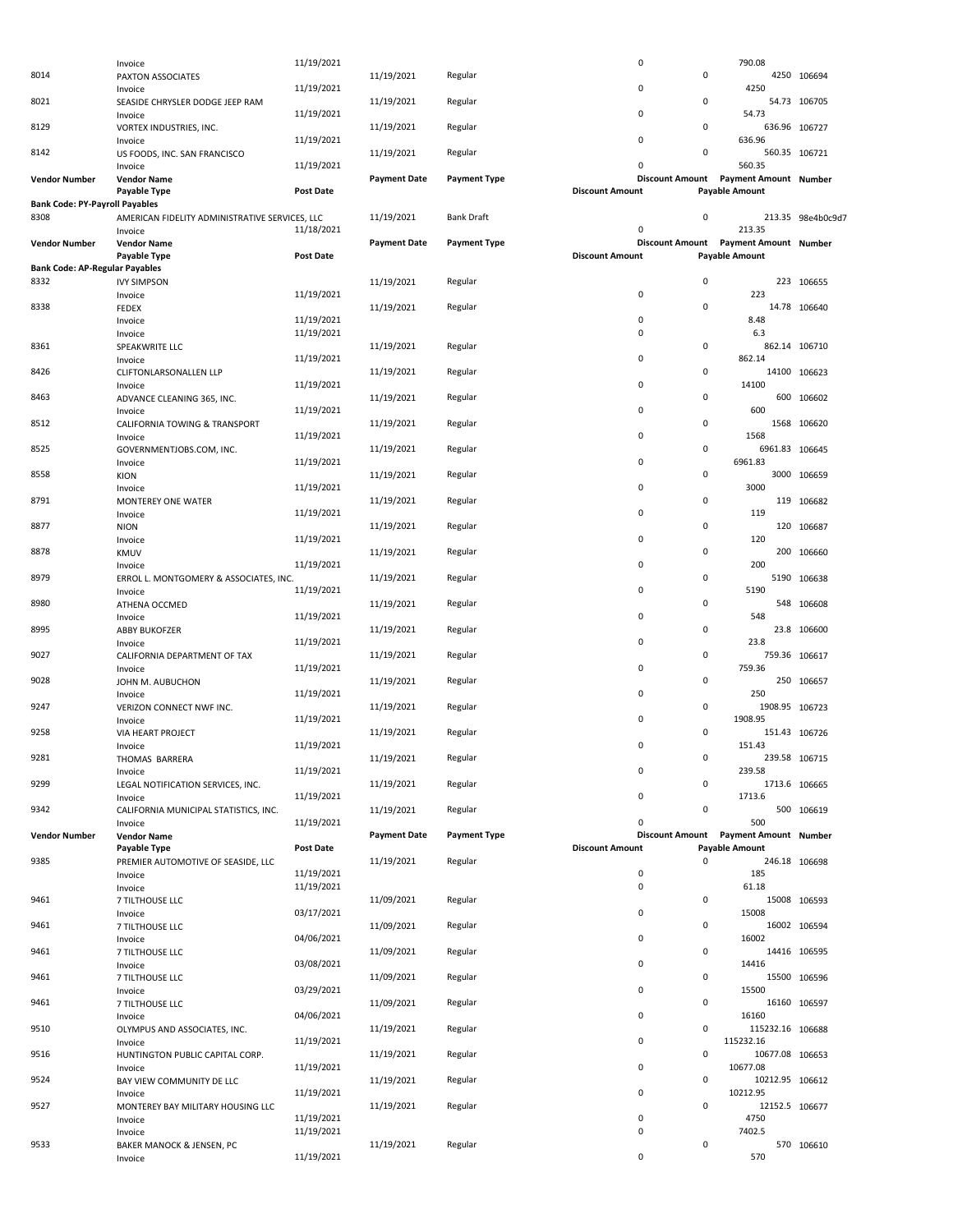| Vendor Number | Vendor Name / Payable Type | Post Date | Payment Date | Payment Type | Discount Amount | Discount Amount | Payment Amount / Payable Amount | Number |
|---|---|---|---|---|---|---|---|---|
| | Invoice | 11/19/2021 | | | 0 | | 790.08 | |
| 8014 | PAXTON ASSOCIATES | | 11/19/2021 | Regular | | 0 | 4250 | 106694 |
| | Invoice | 11/19/2021 | | | 0 | | 4250 | |
| 8021 | SEASIDE CHRYSLER DODGE JEEP RAM | | 11/19/2021 | Regular | | 0 | 54.73 | 106705 |
| | Invoice | 11/19/2021 | | | 0 | | 54.73 | |
| 8129 | VORTEX INDUSTRIES, INC. | | 11/19/2021 | Regular | | 0 | 636.96 | 106727 |
| | Invoice | 11/19/2021 | | | 0 | | 636.96 | |
| 8142 | US FOODS, INC. SAN FRANCISCO | | 11/19/2021 | Regular | | 0 | 560.35 | 106721 |
| | Invoice | 11/19/2021 | | | 0 | | 560.35 | |

| Vendor Number | Vendor Name / Payable Type | Post Date | Payment Date | Payment Type | Discount Amount | Discount Amount | Payment Amount / Payable Amount | Number |
|---|---|---|---|---|---|---|---|---|
| **Bank Code: PY-Payroll Payables** | | | | | | | | |
| 8308 | AMERICAN FIDELITY ADMINISTRATIVE SERVICES, LLC | | 11/19/2021 | Bank Draft | | 0 | 213.35 | 98e4b0c9d7 |
| | Invoice | 11/18/2021 | | | 0 | | 213.35 | |

| Vendor Number | Vendor Name / Payable Type | Post Date | Payment Date | Payment Type | Discount Amount | Discount Amount | Payment Amount / Payable Amount | Number |
|---|---|---|---|---|---|---|---|---|
| **Bank Code: AP-Regular Payables** | | | | | | | | |
| 8332 | IVY SIMPSON | | 11/19/2021 | Regular | | 0 | 223 | 106655 |
| | Invoice | 11/19/2021 | | | 0 | | 223 | |
| 8338 | FEDEX | | 11/19/2021 | Regular | | 0 | 14.78 | 106640 |
| | Invoice | 11/19/2021 | | | 0 | | 8.48 | |
| | Invoice | 11/19/2021 | | | 0 | | 6.3 | |
| 8361 | SPEAKWRITE LLC | | 11/19/2021 | Regular | | 0 | 862.14 | 106710 |
| | Invoice | 11/19/2021 | | | 0 | | 862.14 | |
| 8426 | CLIFTONLARSONALLEN LLP | | 11/19/2021 | Regular | | 0 | 14100 | 106623 |
| | Invoice | 11/19/2021 | | | 0 | | 14100 | |
| 8463 | ADVANCE CLEANING 365, INC. | | 11/19/2021 | Regular | | 0 | 600 | 106602 |
| | Invoice | 11/19/2021 | | | 0 | | 600 | |
| 8512 | CALIFORNIA TOWING & TRANSPORT | | 11/19/2021 | Regular | | 0 | 1568 | 106620 |
| | Invoice | 11/19/2021 | | | 0 | | 1568 | |
| 8525 | GOVERNMENTJOBS.COM, INC. | | 11/19/2021 | Regular | | 0 | 6961.83 | 106645 |
| | Invoice | 11/19/2021 | | | 0 | | 6961.83 | |
| 8558 | KION | | 11/19/2021 | Regular | | 0 | 3000 | 106659 |
| | Invoice | 11/19/2021 | | | 0 | | 3000 | |
| 8791 | MONTEREY ONE WATER | | 11/19/2021 | Regular | | 0 | 119 | 106682 |
| | Invoice | 11/19/2021 | | | 0 | | 119 | |
| 8877 | NION | | 11/19/2021 | Regular | | 0 | 120 | 106687 |
| | Invoice | 11/19/2021 | | | 0 | | 120 | |
| 8878 | KMUV | | 11/19/2021 | Regular | | 0 | 200 | 106660 |
| | Invoice | 11/19/2021 | | | 0 | | 200 | |
| 8979 | ERROL L. MONTGOMERY & ASSOCIATES, INC. | | 11/19/2021 | Regular | | 0 | 5190 | 106638 |
| | Invoice | 11/19/2021 | | | 0 | | 5190 | |
| 8980 | ATHENA OCCMED | | 11/19/2021 | Regular | | 0 | 548 | 106608 |
| | Invoice | 11/19/2021 | | | 0 | | 548 | |
| 8995 | ABBY BUKOFZER | | 11/19/2021 | Regular | | 0 | 23.8 | 106600 |
| | Invoice | 11/19/2021 | | | 0 | | 23.8 | |
| 9027 | CALIFORNIA DEPARTMENT OF TAX | | 11/19/2021 | Regular | | 0 | 759.36 | 106617 |
| | Invoice | 11/19/2021 | | | 0 | | 759.36 | |
| 9028 | JOHN M. AUBUCHON | | 11/19/2021 | Regular | | 0 | 250 | 106657 |
| | Invoice | 11/19/2021 | | | 0 | | 250 | |
| 9247 | VERIZON CONNECT NWF INC. | | 11/19/2021 | Regular | | 0 | 1908.95 | 106723 |
| | Invoice | 11/19/2021 | | | 0 | | 1908.95 | |
| 9258 | VIA HEART PROJECT | | 11/19/2021 | Regular | | 0 | 151.43 | 106726 |
| | Invoice | 11/19/2021 | | | 0 | | 151.43 | |
| 9281 | THOMAS BARRERA | | 11/19/2021 | Regular | | 0 | 239.58 | 106715 |
| | Invoice | 11/19/2021 | | | 0 | | 239.58 | |
| 9299 | LEGAL NOTIFICATION SERVICES, INC. | | 11/19/2021 | Regular | | 0 | 1713.6 | 106665 |
| | Invoice | 11/19/2021 | | | 0 | | 1713.6 | |
| 9342 | CALIFORNIA MUNICIPAL STATISTICS, INC. | | 11/19/2021 | Regular | | 0 | 500 | 106619 |
| | Invoice | 11/19/2021 | | | 0 | | 500 | |

| Vendor Number | Vendor Name / Payable Type | Post Date | Payment Date | Payment Type | Discount Amount | Discount Amount | Payment Amount / Payable Amount | Number |
|---|---|---|---|---|---|---|---|---|
| 9385 | PREMIER AUTOMOTIVE OF SEASIDE, LLC | | 11/19/2021 | Regular | | 0 | 246.18 | 106698 |
| | Invoice | 11/19/2021 | | | 0 | | 185 | |
| | Invoice | 11/19/2021 | | | 0 | | 61.18 | |
| 9461 | 7 TILTHOUSE LLC | | 11/09/2021 | Regular | | 0 | 15008 | 106593 |
| | Invoice | 03/17/2021 | | | 0 | | 15008 | |
| 9461 | 7 TILTHOUSE LLC | | 11/09/2021 | Regular | | 0 | 16002 | 106594 |
| | Invoice | 04/06/2021 | | | 0 | | 16002 | |
| 9461 | 7 TILTHOUSE LLC | | 11/09/2021 | Regular | | 0 | 14416 | 106595 |
| | Invoice | 03/08/2021 | | | 0 | | 14416 | |
| 9461 | 7 TILTHOUSE LLC | | 11/09/2021 | Regular | | 0 | 15500 | 106596 |
| | Invoice | 03/29/2021 | | | 0 | | 15500 | |
| 9461 | 7 TILTHOUSE LLC | | 11/09/2021 | Regular | | 0 | 16160 | 106597 |
| | Invoice | 04/06/2021 | | | 0 | | 16160 | |
| 9510 | OLYMPUS AND ASSOCIATES, INC. | | 11/19/2021 | Regular | | 0 | 115232.16 | 106688 |
| | Invoice | 11/19/2021 | | | 0 | | 115232.16 | |
| 9516 | HUNTINGTON PUBLIC CAPITAL CORP. | | 11/19/2021 | Regular | | 0 | 10677.08 | 106653 |
| | Invoice | 11/19/2021 | | | 0 | | 10677.08 | |
| 9524 | BAY VIEW COMMUNITY DE LLC | | 11/19/2021 | Regular | | 0 | 10212.95 | 106612 |
| | Invoice | 11/19/2021 | | | 0 | | 10212.95 | |
| 9527 | MONTEREY BAY MILITARY HOUSING LLC | | 11/19/2021 | Regular | | 0 | 12152.5 | 106677 |
| | Invoice | 11/19/2021 | | | 0 | | 4750 | |
| | Invoice | 11/19/2021 | | | 0 | | 7402.5 | |
| 9533 | BAKER MANOCK & JENSEN, PC | | 11/19/2021 | Regular | | 0 | 570 | 106610 |
| | Invoice | 11/19/2021 | | | 0 | | 570 | |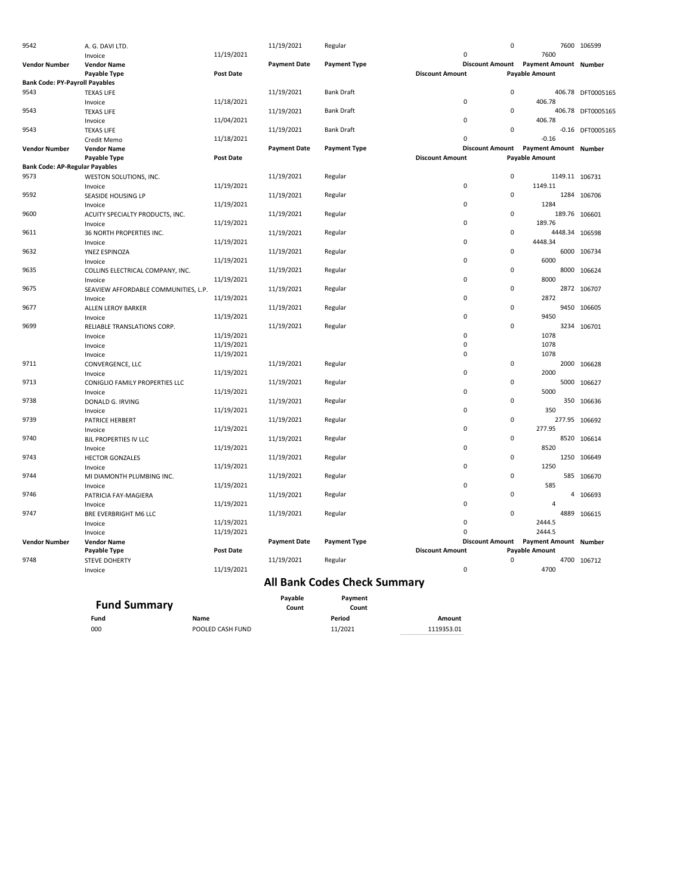| Vendor Number | Vendor Name | Post Date | Payment Date | Payment Type | Discount Amount | Discount Amount | Payment Amount | Number |
|---|---|---|---|---|---|---|---|---|
| 9542 | A. G. DAVI LTD. | | 11/19/2021 | Regular | | 0 | 7600 | 106599 |
| | Invoice | 11/19/2021 | | | 0 | | 7600 | |

| Vendor Number | Vendor Name | | Payment Date | Payment Type | | Discount Amount | Payment Amount | Number |
|---|---|---|---|---|---|---|---|---|
| | **Payable Type** | **Post Date** | | | **Discount Amount** | | **Payable Amount** | |
| **Bank Code: PY-Payroll Payables** | | | | | | | | |
| 9543 | TEXAS LIFE | | 11/19/2021 | Bank Draft | | 0 | 406.78 | DFT0005165 |
| | Invoice | 11/18/2021 | | | 0 | | 406.78 | |
| 9543 | TEXAS LIFE | | 11/19/2021 | Bank Draft | | 0 | 406.78 | DFT0005165 |
| | Invoice | 11/04/2021 | | | 0 | | 406.78 | |
| 9543 | TEXAS LIFE | | 11/19/2021 | Bank Draft | | 0 | -0.16 | DFT0005165 |
| | Credit Memo | 11/18/2021 | | | 0 | | -0.16 | |

| Vendor Number | Vendor Name | | Payment Date | Payment Type | | Discount Amount | Payment Amount | Number |
|---|---|---|---|---|---|---|---|---|
| | **Payable Type** | **Post Date** | | | **Discount Amount** | | **Payable Amount** | |
| **Bank Code: AP-Regular Payables** | | | | | | | | |
| 9573 | WESTON SOLUTIONS, INC. | | 11/19/2021 | Regular | | 0 | 1149.11 | 106731 |
| | Invoice | 11/19/2021 | | | 0 | | 1149.11 | |
| 9592 | SEASIDE HOUSING LP | | 11/19/2021 | Regular | | 0 | 1284 | 106706 |
| | Invoice | 11/19/2021 | | | 0 | | 1284 | |
| 9600 | ACUITY SPECIALTY PRODUCTS, INC. | | 11/19/2021 | Regular | | 0 | 189.76 | 106601 |
| | Invoice | 11/19/2021 | | | 0 | | 189.76 | |
| 9611 | 36 NORTH PROPERTIES INC. | | 11/19/2021 | Regular | | 0 | 4448.34 | 106598 |
| | Invoice | 11/19/2021 | | | 0 | | 4448.34 | |
| 9632 | YNEZ ESPINOZA | | 11/19/2021 | Regular | | 0 | 6000 | 106734 |
| | Invoice | 11/19/2021 | | | 0 | | 6000 | |
| 9635 | COLLINS ELECTRICAL COMPANY, INC. | | 11/19/2021 | Regular | | 0 | 8000 | 106624 |
| | Invoice | 11/19/2021 | | | 0 | | 8000 | |
| 9675 | SEAVIEW AFFORDABLE COMMUNITIES, L.P. | | 11/19/2021 | Regular | | 0 | 2872 | 106707 |
| | Invoice | 11/19/2021 | | | 0 | | 2872 | |
| 9677 | ALLEN LEROY BARKER | | 11/19/2021 | Regular | | 0 | 9450 | 106605 |
| | Invoice | 11/19/2021 | | | 0 | | 9450 | |
| 9699 | RELIABLE TRANSLATIONS CORP. | | 11/19/2021 | Regular | | 0 | 3234 | 106701 |
| | Invoice | 11/19/2021 | | | 0 | | 1078 | |
| | Invoice | 11/19/2021 | | | 0 | | 1078 | |
| | Invoice | 11/19/2021 | | | 0 | | 1078 | |
| 9711 | CONVERGENCE, LLC | | 11/19/2021 | Regular | | 0 | 2000 | 106628 |
| | Invoice | 11/19/2021 | | | 0 | | 2000 | |
| 9713 | CONIGLIO FAMILY PROPERTIES LLC | | 11/19/2021 | Regular | | 0 | 5000 | 106627 |
| | Invoice | 11/19/2021 | | | 0 | | 5000 | |
| 9738 | DONALD G. IRVING | | 11/19/2021 | Regular | | 0 | 350 | 106636 |
| | Invoice | 11/19/2021 | | | 0 | | 350 | |
| 9739 | PATRICE HERBERT | | 11/19/2021 | Regular | | 0 | 277.95 | 106692 |
| | Invoice | 11/19/2021 | | | 0 | | 277.95 | |
| 9740 | BJL PROPERTIES IV LLC | | 11/19/2021 | Regular | | 0 | 8520 | 106614 |
| | Invoice | 11/19/2021 | | | 0 | | 8520 | |
| 9743 | HECTOR GONZALES | | 11/19/2021 | Regular | | 0 | 1250 | 106649 |
| | Invoice | 11/19/2021 | | | 0 | | 1250 | |
| 9744 | MI DIAMONTH PLUMBING INC. | | 11/19/2021 | Regular | | 0 | 585 | 106670 |
| | Invoice | 11/19/2021 | | | 0 | | 585 | |
| 9746 | PATRICIA FAY-MAGIERA | | 11/19/2021 | Regular | | 0 | 4 | 106693 |
| | Invoice | 11/19/2021 | | | 0 | | 4 | |
| 9747 | BRE EVERBRIGHT M6 LLC | | 11/19/2021 | Regular | | 0 | 4889 | 106615 |
| | Invoice | 11/19/2021 | | | 0 | | 2444.5 | |
| | Invoice | 11/19/2021 | | | 0 | | 2444.5 | |

| Vendor Number | Vendor Name | | Payment Date | Payment Type | | Discount Amount | Payment Amount | Number |
|---|---|---|---|---|---|---|---|---|
| | **Payable Type** | **Post Date** | | | **Discount Amount** | | **Payable Amount** | |
| 9748 | STEVE DOHERTY | | 11/19/2021 | Regular | | 0 | 4700 | 106712 |
| | Invoice | 11/19/2021 | | | 0 | | 4700 | |

## All Bank Codes Check Summary

## Fund Summary

| Fund | Name | Payable Count | Payment Count / Period | Amount |
|---|---|---|---|---|
| 000 | POOLED CASH FUND | | 11/2021 | 1119353.01 |